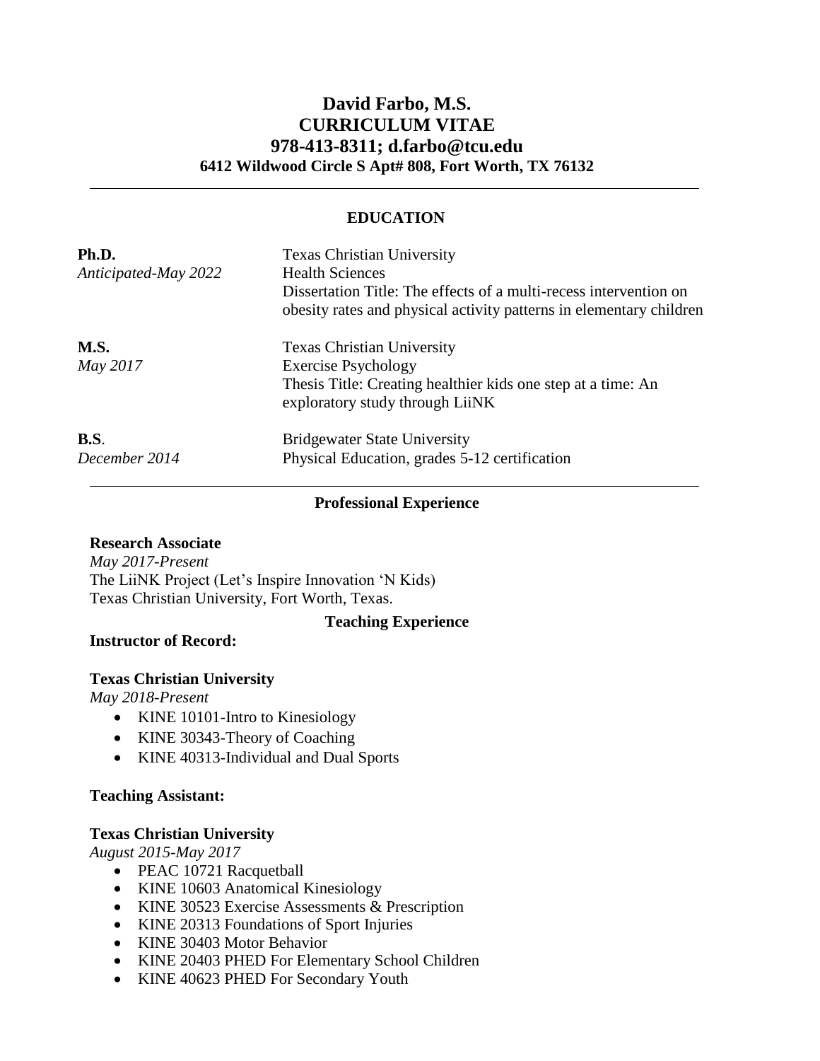# David Farbo, M.S.
# CURRICULUM VITAE
## 978-413-8311; d.farbo@tcu.edu
### 6412 Wildwood Circle S Apt# 808, Fort Worth, TX 76132

---

## EDUCATION

**Ph.D.**
*Anticipated-May 2022*
Texas Christian University
Health Sciences
Dissertation Title: The effects of a multi-recess intervention on obesity rates and physical activity patterns in elementary children

**M.S.**
*May 2017*
Texas Christian University
Exercise Psychology
Thesis Title: Creating healthier kids one step at a time: An exploratory study through LiiNK

**B.S**.
*December 2014*
Bridgewater State University
Physical Education, grades 5-12 certification

---

## Professional Experience

**Research Associate**
*May 2017-Present*
The LiiNK Project (Let's Inspire Innovation 'N Kids)
Texas Christian University, Fort Worth, Texas.

## Teaching Experience

**Instructor of Record:**

**Texas Christian University**
*May 2018-Present*

- KINE 10101-Intro to Kinesiology
- KINE 30343-Theory of Coaching
- KINE 40313-Individual and Dual Sports

**Teaching Assistant:**

**Texas Christian University**
*August 2015-May 2017*

- PEAC 10721 Racquetball
- KINE 10603 Anatomical Kinesiology
- KINE 30523 Exercise Assessments & Prescription
- KINE 20313 Foundations of Sport Injuries
- KINE 30403 Motor Behavior
- KINE 20403 PHED For Elementary School Children
- KINE 40623 PHED For Secondary Youth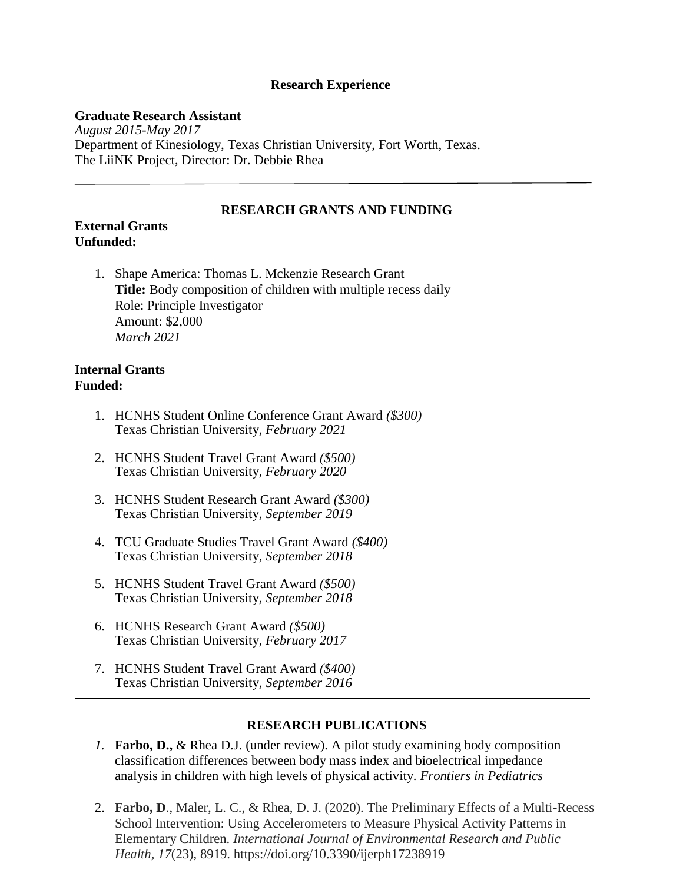## Research Experience

**Graduate Research Assistant**
*August 2015-May 2017*
Department of Kinesiology, Texas Christian University, Fort Worth, Texas.
The LiiNK Project, Director: Dr. Debbie Rhea

---

## RESEARCH GRANTS AND FUNDING

**External Grants**
**Unfunded:**

1. Shape America: Thomas L. Mckenzie Research Grant
   **Title:** Body composition of children with multiple recess daily
   Role: Principle Investigator
   Amount: $2,000
   *March 2021*

**Internal Grants**
**Funded:**

1. HCNHS Student Online Conference Grant Award *($300)*
   Texas Christian University, *February 2021*

2. HCNHS Student Travel Grant Award *($500)*
   Texas Christian University, *February 2020*

3. HCNHS Student Research Grant Award *($300)*
   Texas Christian University, *September 2019*

4. TCU Graduate Studies Travel Grant Award *($400)*
   Texas Christian University, *September 2018*

5. HCNHS Student Travel Grant Award *($500)*
   Texas Christian University, *September 2018*

6. HCNHS Research Grant Award *($500)*
   Texas Christian University, *February 2017*

7. HCNHS Student Travel Grant Award *($400)*
   Texas Christian University, *September 2016*

---

## RESEARCH PUBLICATIONS

1. **Farbo, D.,** & Rhea D.J. (under review). A pilot study examining body composition classification differences between body mass index and bioelectrical impedance analysis in children with high levels of physical activity. *Frontiers in Pediatrics*

2. **Farbo, D**., Maler, L. C., & Rhea, D. J. (2020). The Preliminary Effects of a Multi-Recess School Intervention: Using Accelerometers to Measure Physical Activity Patterns in Elementary Children. *International Journal of Environmental Research and Public Health*, *17*(23), 8919. https://doi.org/10.3390/ijerph17238919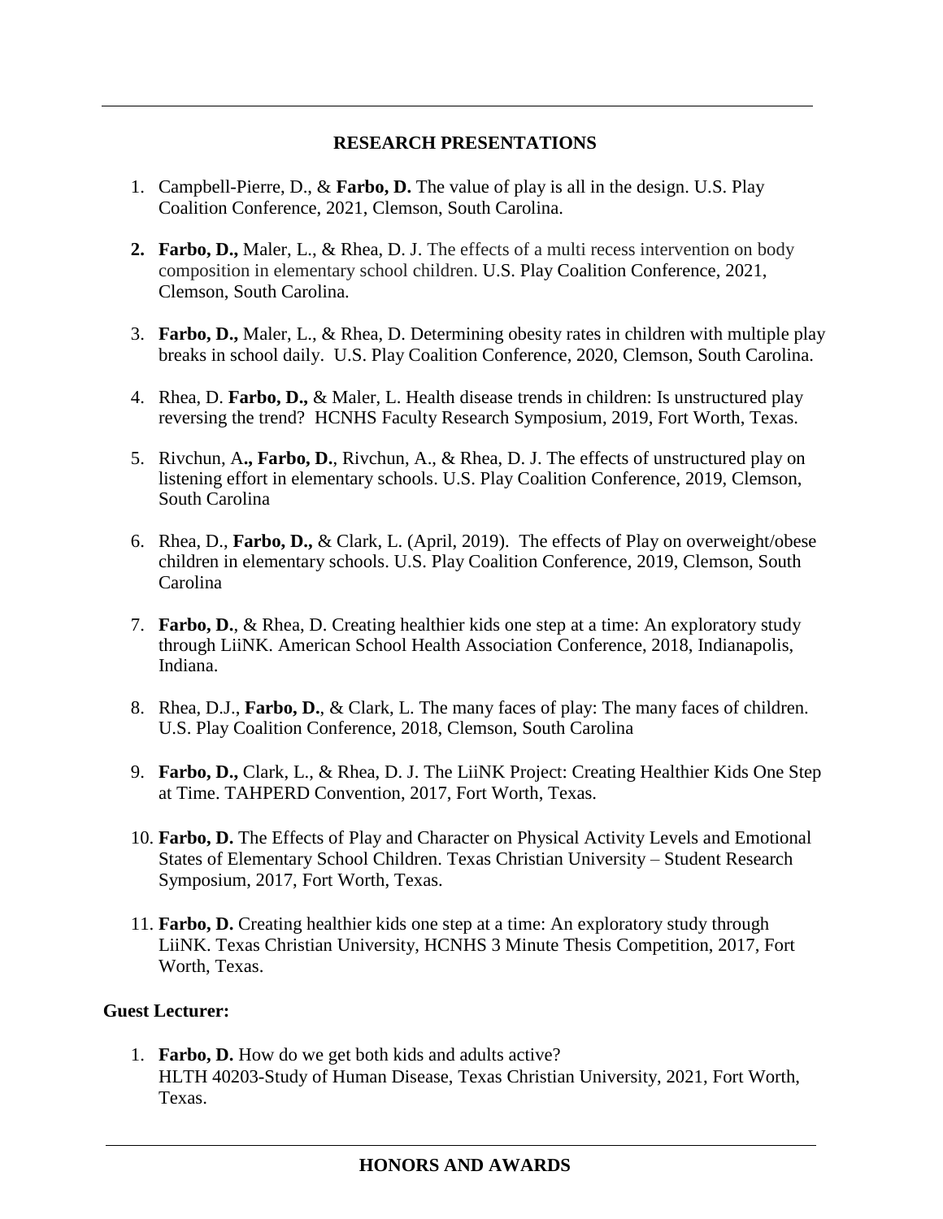## RESEARCH PRESENTATIONS

1. Campbell-Pierre, D., & **Farbo, D.** The value of play is all in the design. U.S. Play Coalition Conference, 2021, Clemson, South Carolina.

2. **Farbo, D.,** Maler, L., & Rhea, D. J. The effects of a multi recess intervention on body composition in elementary school children. U.S. Play Coalition Conference, 2021, Clemson, South Carolina.

3. **Farbo, D.,** Maler, L., & Rhea, D. Determining obesity rates in children with multiple play breaks in school daily. U.S. Play Coalition Conference, 2020, Clemson, South Carolina.

4. Rhea, D. **Farbo, D.,** & Maler, L. Health disease trends in children: Is unstructured play reversing the trend? HCNHS Faculty Research Symposium, 2019, Fort Worth, Texas.

5. Rivchun, A**., Farbo, D.**, Rivchun, A., & Rhea, D. J. The effects of unstructured play on listening effort in elementary schools. U.S. Play Coalition Conference, 2019, Clemson, South Carolina

6. Rhea, D., **Farbo, D.,** & Clark, L. (April, 2019). The effects of Play on overweight/obese children in elementary schools. U.S. Play Coalition Conference, 2019, Clemson, South Carolina

7. **Farbo, D.**, & Rhea, D. Creating healthier kids one step at a time: An exploratory study through LiiNK. American School Health Association Conference, 2018, Indianapolis, Indiana.

8. Rhea, D.J., **Farbo, D.**, & Clark, L. The many faces of play: The many faces of children. U.S. Play Coalition Conference, 2018, Clemson, South Carolina

9. **Farbo, D.,** Clark, L., & Rhea, D. J. The LiiNK Project: Creating Healthier Kids One Step at Time. TAHPERD Convention, 2017, Fort Worth, Texas.

10. **Farbo, D.** The Effects of Play and Character on Physical Activity Levels and Emotional States of Elementary School Children. Texas Christian University – Student Research Symposium, 2017, Fort Worth, Texas.

11. **Farbo, D.** Creating healthier kids one step at a time: An exploratory study through LiiNK. Texas Christian University, HCNHS 3 Minute Thesis Competition, 2017, Fort Worth, Texas.

**Guest Lecturer:**

1. **Farbo, D.** How do we get both kids and adults active? HLTH 40203-Study of Human Disease, Texas Christian University, 2021, Fort Worth, Texas.

## HONORS AND AWARDS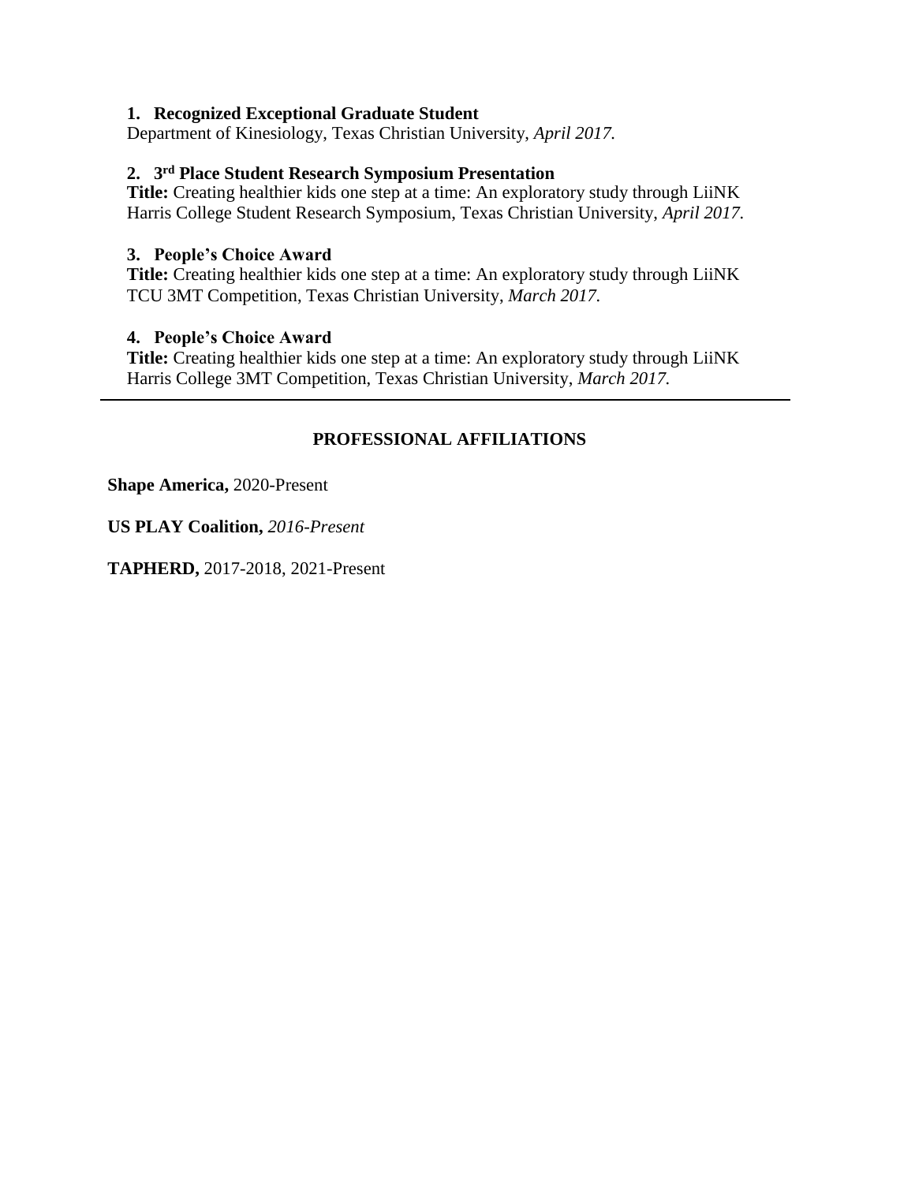1. **Recognized Exceptional Graduate Student**
   Department of Kinesiology, Texas Christian University, *April 2017.*

2. **3rd Place Student Research Symposium Presentation**
   **Title:** Creating healthier kids one step at a time: An exploratory study through LiiNK
   Harris College Student Research Symposium, Texas Christian University, *April 2017.*

3. **People's Choice Award**
   **Title:** Creating healthier kids one step at a time: An exploratory study through LiiNK
   TCU 3MT Competition, Texas Christian University, *March 2017.*

4. **People's Choice Award**
   **Title:** Creating healthier kids one step at a time: An exploratory study through LiiNK
   Harris College 3MT Competition, Texas Christian University, *March 2017.*

---

## PROFESSIONAL AFFILIATIONS

**Shape America,** 2020-Present

**US PLAY Coalition,** *2016-Present*

**TAPHERD,** 2017-2018, 2021-Present